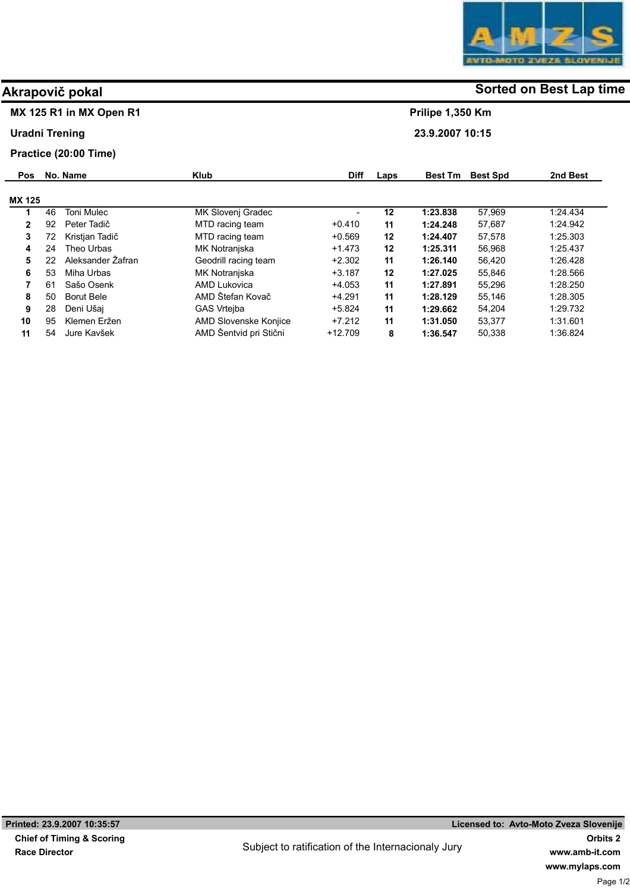# Akrapovič pokal

**Sorted on Best Lap time**

**MX 125 R1 in MX Open R1** — **Prilipe 1,350 Km**

**Uradni Trening** — **23.9.2007 10:15**

**Practice (20:00 Time)**

| Pos | No. | Name | Klub | Diff | Laps | Best Tm | Best Spd | 2nd Best |
|---|---|---|---|---|---|---|---|---|
| **MX 125** | | | | | | | | |
| 1 | 46 | Toni Mulec | MK Slovenj Gradec | - | 12 | 1:23.838 | 57,969 | 1:24.434 |
| 2 | 92 | Peter Tadič | MTD racing team | +0.410 | 11 | 1:24.248 | 57,687 | 1:24.942 |
| 3 | 72 | Kristjan Tadič | MTD racing team | +0.569 | 12 | 1:24.407 | 57,578 | 1:25.303 |
| 4 | 24 | Theo Urbas | MK Notranjska | +1.473 | 12 | 1:25.311 | 56,968 | 1:25.437 |
| 5 | 22 | Aleksander Žafran | Geodrill racing team | +2.302 | 11 | 1:26.140 | 56,420 | 1:26.428 |
| 6 | 53 | Miha Urbas | MK Notranjska | +3.187 | 12 | 1:27.025 | 55,846 | 1:28.566 |
| 7 | 61 | Sašo Osenk | AMD Lukovica | +4.053 | 11 | 1:27.891 | 55,296 | 1:28.250 |
| 8 | 50 | Borut Bele | AMD Štefan Kovač | +4.291 | 11 | 1:28.129 | 55,146 | 1:28.305 |
| 9 | 28 | Deni Ušaj | GAS Vrtejba | +5.824 | 11 | 1:29.662 | 54,204 | 1:29.732 |
| 10 | 95 | Klemen Eržen | AMD Slovenske Konjice | +7.212 | 11 | 1:31.050 | 53,377 | 1:31.601 |
| 11 | 54 | Jure Kavšek | AMD Šentvid pri Stični | +12.709 | 8 | 1:36.547 | 50,338 | 1:36.824 |

**Printed: 23.9.2007 10:35:57** — **Licensed to: Avto-Moto Zveza Slovenije**

**Chief of Timing & Scoring**

**Race Director**

Subject to ratification of the Internacionaly Jury

**Orbits 2**

**www.amb-it.com**

**www.mylaps.com**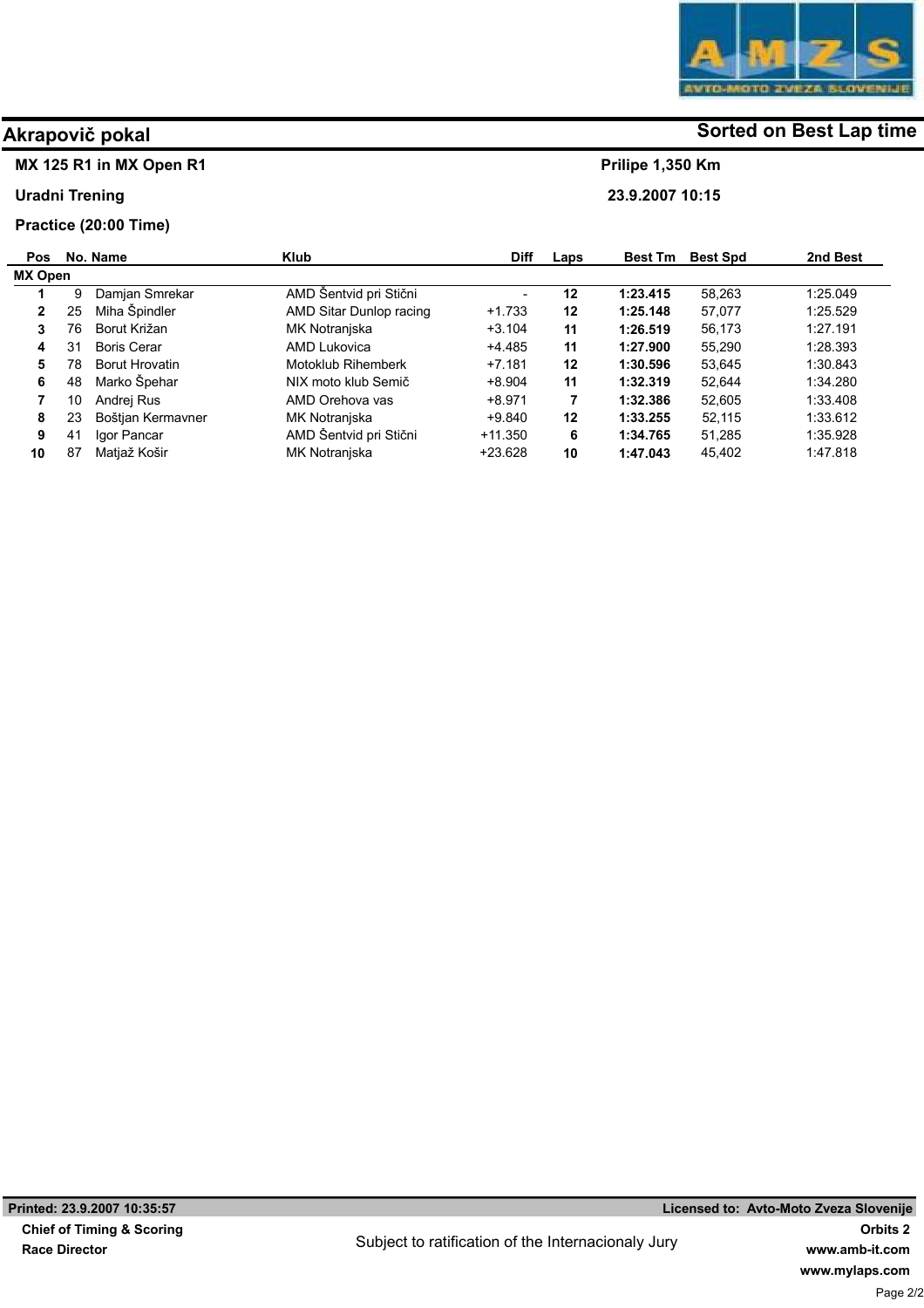## Akrapovič pokal

**Sorted on Best Lap time**

**MX 125 R1 in MX Open R1** — **Prilipe 1,350 Km**

**Uradni Trening** — **23.9.2007 10:15**

**Practice (20:00 Time)**

| Pos | No. | Name | Klub | Diff | Laps | Best Tm | Best Spd | 2nd Best |
|---|---|---|---|---|---|---|---|---|
| **MX Open** | | | | | | | | |
| **1** | 9 | Damjan Smrekar | AMD Šentvid pri Stični | - | **12** | **1:23.415** | 58,263 | 1:25.049 |
| **2** | 25 | Miha Špindler | AMD Sitar Dunlop racing | +1.733 | **12** | **1:25.148** | 57,077 | 1:25.529 |
| **3** | 76 | Borut Križan | MK Notranjska | +3.104 | **11** | **1:26.519** | 56,173 | 1:27.191 |
| **4** | 31 | Boris Cerar | AMD Lukovica | +4.485 | **11** | **1:27.900** | 55,290 | 1:28.393 |
| **5** | 78 | Borut Hrovatin | Motoklub Rihemberk | +7.181 | **12** | **1:30.596** | 53,645 | 1:30.843 |
| **6** | 48 | Marko Špehar | NIX moto klub Semič | +8.904 | **11** | **1:32.319** | 52,644 | 1:34.280 |
| **7** | 10 | Andrej Rus | AMD Orehova vas | +8.971 | **7** | **1:32.386** | 52,605 | 1:33.408 |
| **8** | 23 | Boštjan Kermavner | MK Notranjska | +9.840 | **12** | **1:33.255** | 52,115 | 1:33.612 |
| **9** | 41 | Igor Pancar | AMD Šentvid pri Stični | +11.350 | **6** | **1:34.765** | 51,285 | 1:35.928 |
| **10** | 87 | Matjaž Košir | MK Notranjska | +23.628 | **10** | **1:47.043** | 45,402 | 1:47.818 |

**Printed: 23.9.2007 10:35:57** — **Licensed to: Avto-Moto Zveza Slovenije**

**Chief of Timing & Scoring**

**Race Director**

Subject to ratification of the Internacionaly Jury

**Orbits 2**

**www.amb-it.com**

**www.mylaps.com**